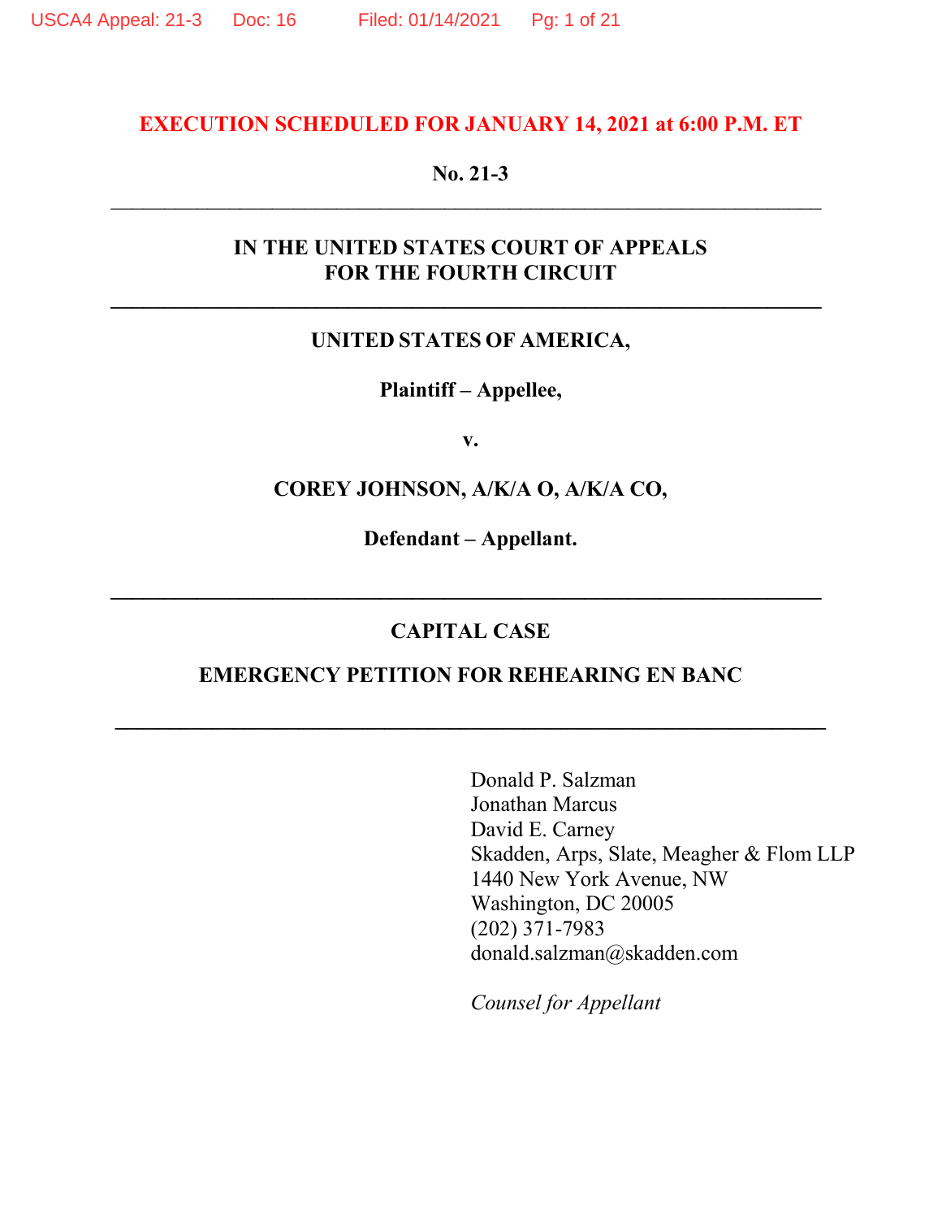**EXECUTION SCHEDULED FOR JANUARY 14, 2021 at 6:00 P.M. ET**

**No. 21-3**

---

**IN THE UNITED STATES COURT OF APPEALS**
**FOR THE FOURTH CIRCUIT**

---

**UNITED STATES OF AMERICA,**

**Plaintiff – Appellee,**

**v.**

**COREY JOHNSON, A/K/A O, A/K/A CO,**

**Defendant – Appellant.**

---

**CAPITAL CASE**

**EMERGENCY PETITION FOR REHEARING EN BANC**

---

Donald P. Salzman
Jonathan Marcus
David E. Carney
Skadden, Arps, Slate, Meagher & Flom LLP
1440 New York Avenue, NW
Washington, DC 20005
(202) 371-7983
donald.salzman@skadden.com

*Counsel for Appellant*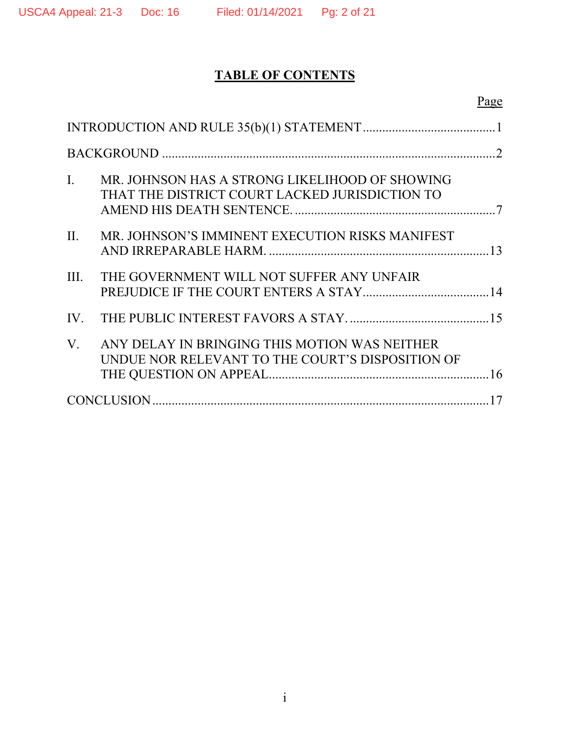# TABLE OF CONTENTS

| | | Page |
|---|---|---|
| INTRODUCTION AND RULE 35(b)(1) STATEMENT | | 1 |
| BACKGROUND | | 2 |
| I. | MR. JOHNSON HAS A STRONG LIKELIHOOD OF SHOWING THAT THE DISTRICT COURT LACKED JURISDICTION TO AMEND HIS DEATH SENTENCE. | 7 |
| II. | MR. JOHNSON'S IMMINENT EXECUTION RISKS MANIFEST AND IRREPARABLE HARM. | 13 |
| III. | THE GOVERNMENT WILL NOT SUFFER ANY UNFAIR PREJUDICE IF THE COURT ENTERS A STAY | 14 |
| IV. | THE PUBLIC INTEREST FAVORS A STAY. | 15 |
| V. | ANY DELAY IN BRINGING THIS MOTION WAS NEITHER UNDUE NOR RELEVANT TO THE COURT'S DISPOSITION OF THE QUESTION ON APPEAL | 16 |
| CONCLUSION | | 17 |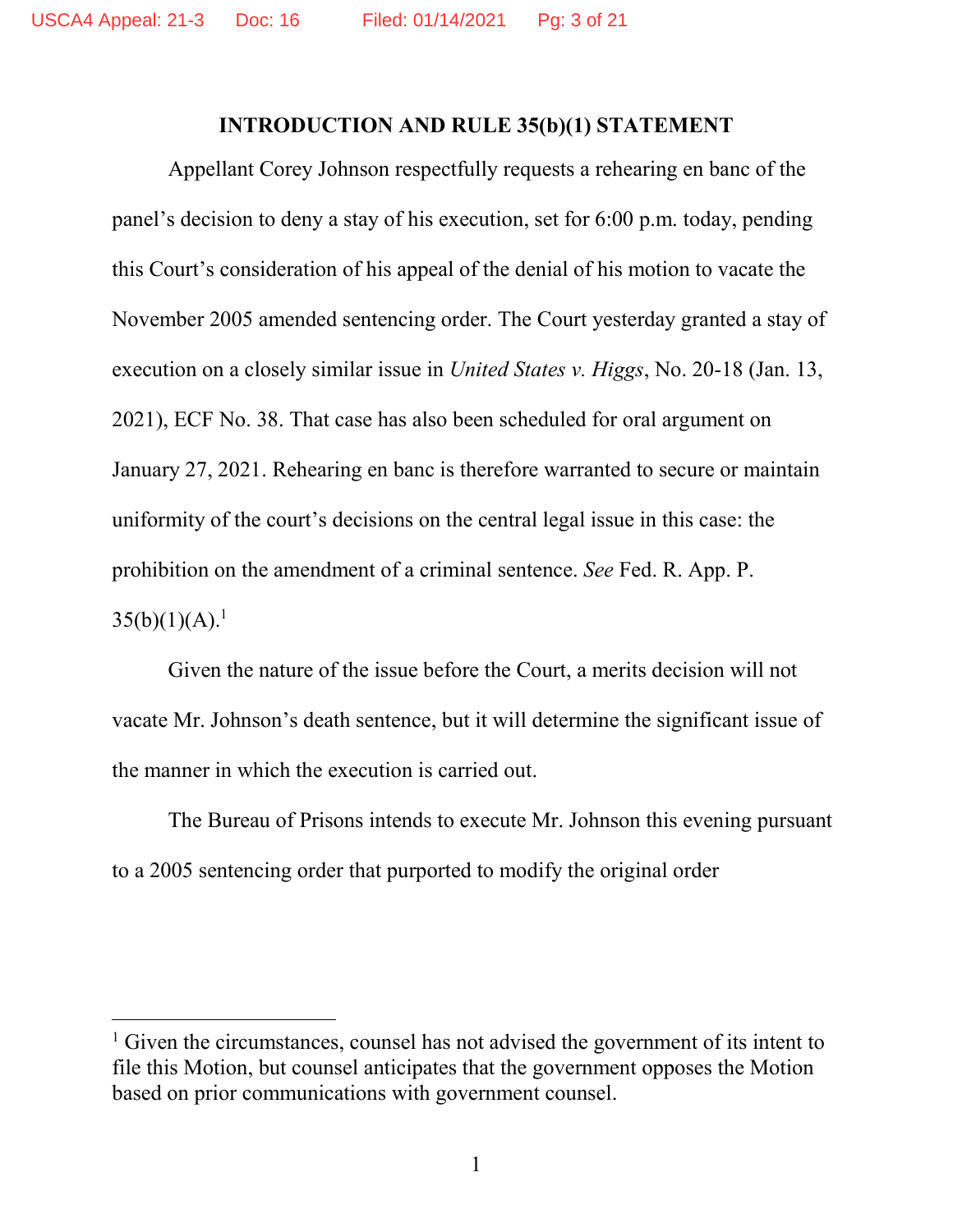## INTRODUCTION AND RULE 35(b)(1) STATEMENT

Appellant Corey Johnson respectfully requests a rehearing en banc of the panel's decision to deny a stay of his execution, set for 6:00 p.m. today, pending this Court's consideration of his appeal of the denial of his motion to vacate the November 2005 amended sentencing order. The Court yesterday granted a stay of execution on a closely similar issue in *United States v. Higgs*, No. 20-18 (Jan. 13, 2021), ECF No. 38. That case has also been scheduled for oral argument on January 27, 2021. Rehearing en banc is therefore warranted to secure or maintain uniformity of the court's decisions on the central legal issue in this case: the prohibition on the amendment of a criminal sentence. *See* Fed. R. App. P. 35(b)(1)(A).[1]

Given the nature of the issue before the Court, a merits decision will not vacate Mr. Johnson's death sentence, but it will determine the significant issue of the manner in which the execution is carried out.

The Bureau of Prisons intends to execute Mr. Johnson this evening pursuant to a 2005 sentencing order that purported to modify the original order

[1] Given the circumstances, counsel has not advised the government of its intent to file this Motion, but counsel anticipates that the government opposes the Motion based on prior communications with government counsel.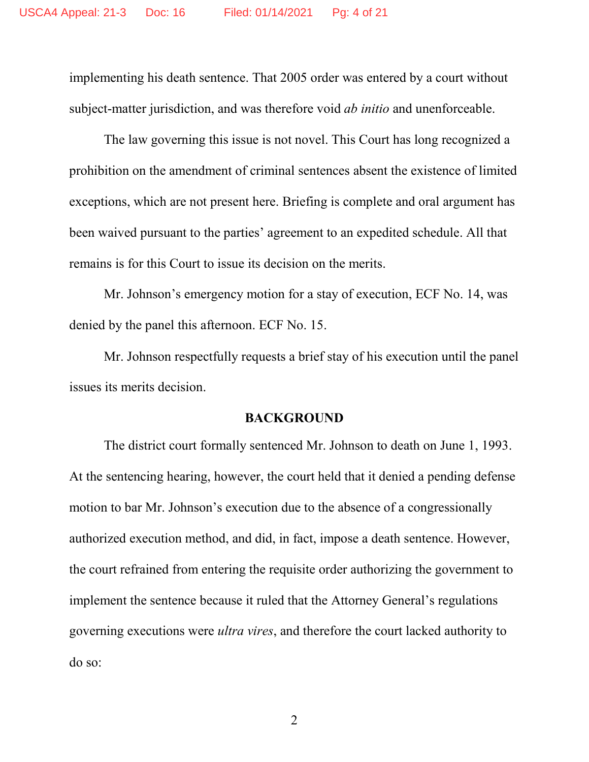implementing his death sentence. That 2005 order was entered by a court without subject-matter jurisdiction, and was therefore void *ab initio* and unenforceable.

The law governing this issue is not novel. This Court has long recognized a prohibition on the amendment of criminal sentences absent the existence of limited exceptions, which are not present here. Briefing is complete and oral argument has been waived pursuant to the parties' agreement to an expedited schedule. All that remains is for this Court to issue its decision on the merits.

Mr. Johnson's emergency motion for a stay of execution, ECF No. 14, was denied by the panel this afternoon. ECF No. 15.

Mr. Johnson respectfully requests a brief stay of his execution until the panel issues its merits decision.

**BACKGROUND**

The district court formally sentenced Mr. Johnson to death on June 1, 1993. At the sentencing hearing, however, the court held that it denied a pending defense motion to bar Mr. Johnson's execution due to the absence of a congressionally authorized execution method, and did, in fact, impose a death sentence. However, the court refrained from entering the requisite order authorizing the government to implement the sentence because it ruled that the Attorney General's regulations governing executions were *ultra vires*, and therefore the court lacked authority to do so: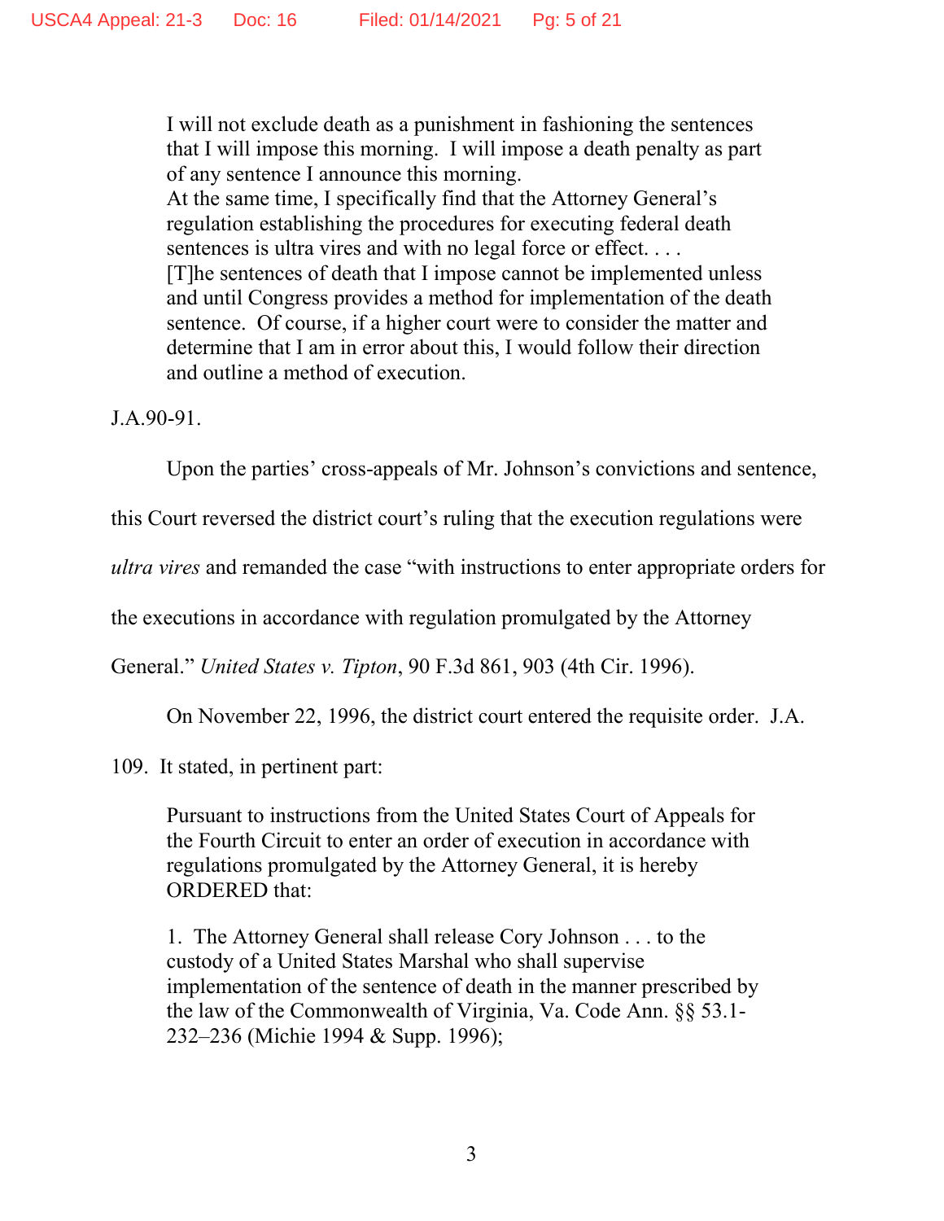> I will not exclude death as a punishment in fashioning the sentences that I will impose this morning. I will impose a death penalty as part of any sentence I announce this morning.
> At the same time, I specifically find that the Attorney General's regulation establishing the procedures for executing federal death sentences is ultra vires and with no legal force or effect. . . .
> [T]he sentences of death that I impose cannot be implemented unless and until Congress provides a method for implementation of the death sentence. Of course, if a higher court were to consider the matter and determine that I am in error about this, I would follow their direction and outline a method of execution.

J.A.90-91.

Upon the parties' cross-appeals of Mr. Johnson's convictions and sentence, this Court reversed the district court's ruling that the execution regulations were *ultra vires* and remanded the case "with instructions to enter appropriate orders for the executions in accordance with regulation promulgated by the Attorney General." *United States v. Tipton*, 90 F.3d 861, 903 (4th Cir. 1996).

On November 22, 1996, the district court entered the requisite order. J.A. 109. It stated, in pertinent part:

> Pursuant to instructions from the United States Court of Appeals for the Fourth Circuit to enter an order of execution in accordance with regulations promulgated by the Attorney General, it is hereby ORDERED that:
>
> 1. The Attorney General shall release Cory Johnson . . . to the custody of a United States Marshal who shall supervise implementation of the sentence of death in the manner prescribed by the law of the Commonwealth of Virginia, Va. Code Ann. §§ 53.1-232–236 (Michie 1994 & Supp. 1996);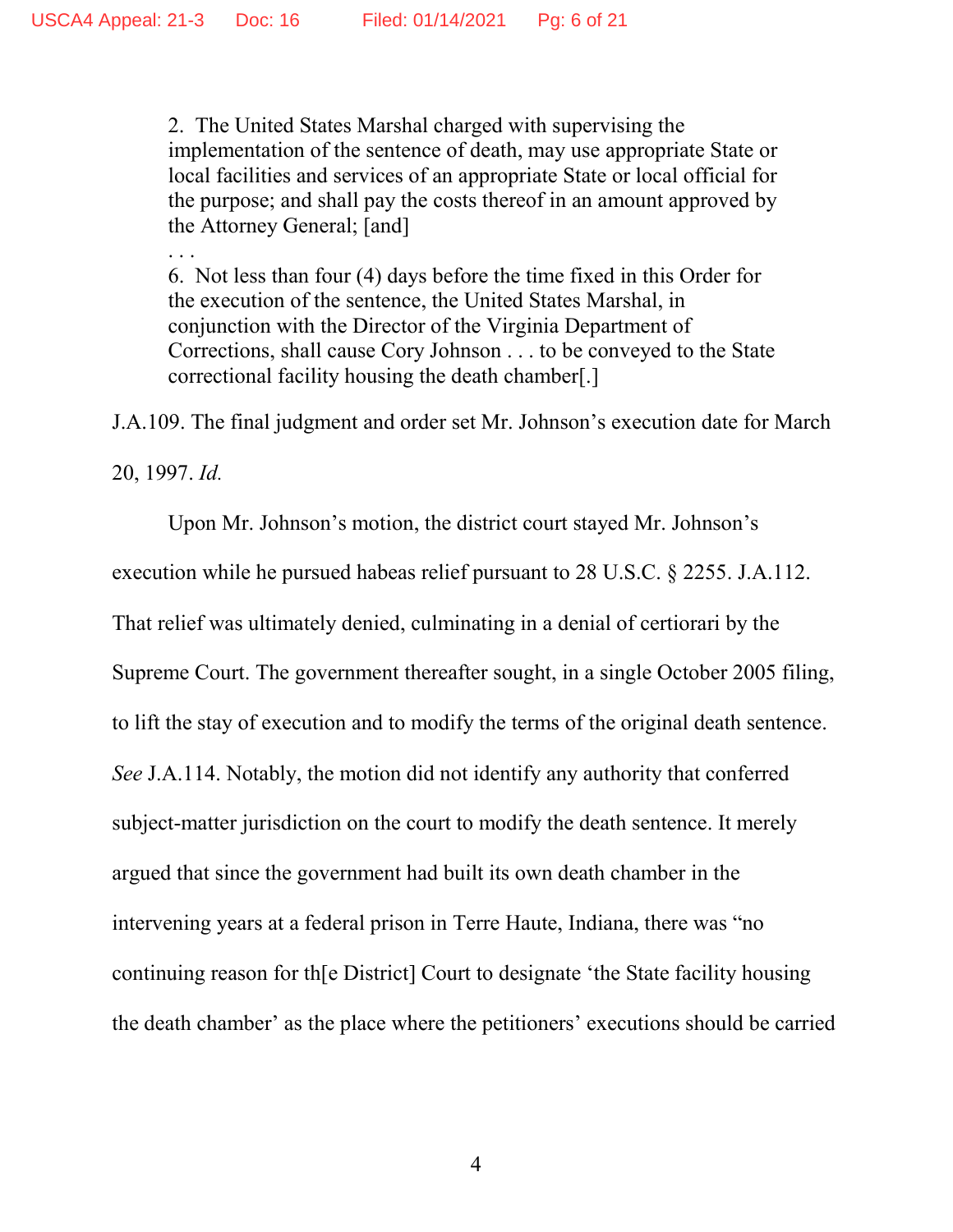> 2. The United States Marshal charged with supervising the implementation of the sentence of death, may use appropriate State or local facilities and services of an appropriate State or local official for the purpose; and shall pay the costs thereof in an amount approved by the Attorney General; [and]
>
> . . .
>
> 6. Not less than four (4) days before the time fixed in this Order for the execution of the sentence, the United States Marshal, in conjunction with the Director of the Virginia Department of Corrections, shall cause Cory Johnson . . . to be conveyed to the State correctional facility housing the death chamber[.]

J.A.109. The final judgment and order set Mr. Johnson's execution date for March 20, 1997. *Id.*

Upon Mr. Johnson's motion, the district court stayed Mr. Johnson's execution while he pursued habeas relief pursuant to 28 U.S.C. § 2255. J.A.112. That relief was ultimately denied, culminating in a denial of certiorari by the Supreme Court. The government thereafter sought, in a single October 2005 filing, to lift the stay of execution and to modify the terms of the original death sentence. *See* J.A.114. Notably, the motion did not identify any authority that conferred subject-matter jurisdiction on the court to modify the death sentence. It merely argued that since the government had built its own death chamber in the intervening years at a federal prison in Terre Haute, Indiana, there was "no continuing reason for th[e District] Court to designate 'the State facility housing the death chamber' as the place where the petitioners' executions should be carried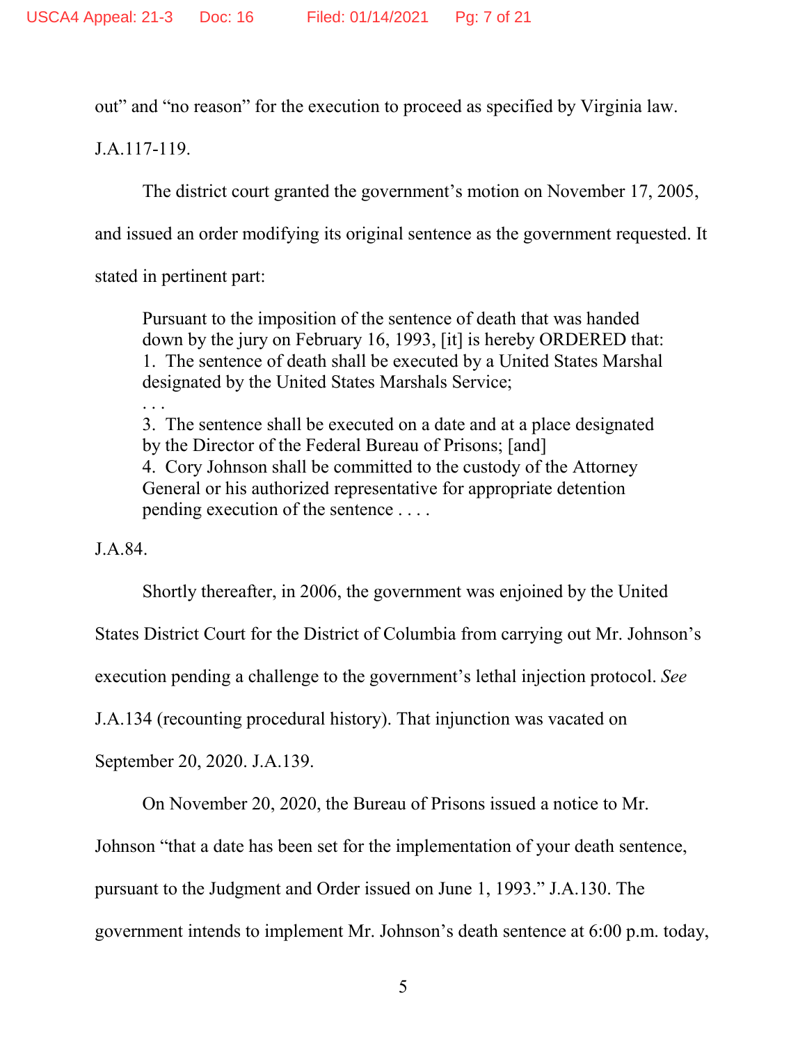out" and "no reason" for the execution to proceed as specified by Virginia law. J.A.117-119.

The district court granted the government's motion on November 17, 2005, and issued an order modifying its original sentence as the government requested. It stated in pertinent part:

> Pursuant to the imposition of the sentence of death that was handed down by the jury on February 16, 1993, [it] is hereby ORDERED that:
> 1. The sentence of death shall be executed by a United States Marshal designated by the United States Marshals Service;
> . . .
> 3. The sentence shall be executed on a date and at a place designated by the Director of the Federal Bureau of Prisons; [and]
> 4. Cory Johnson shall be committed to the custody of the Attorney General or his authorized representative for appropriate detention pending execution of the sentence . . . .

J.A.84.

Shortly thereafter, in 2006, the government was enjoined by the United States District Court for the District of Columbia from carrying out Mr. Johnson's execution pending a challenge to the government's lethal injection protocol. *See* J.A.134 (recounting procedural history). That injunction was vacated on September 20, 2020. J.A.139.

On November 20, 2020, the Bureau of Prisons issued a notice to Mr. Johnson "that a date has been set for the implementation of your death sentence, pursuant to the Judgment and Order issued on June 1, 1993." J.A.130. The government intends to implement Mr. Johnson's death sentence at 6:00 p.m. today,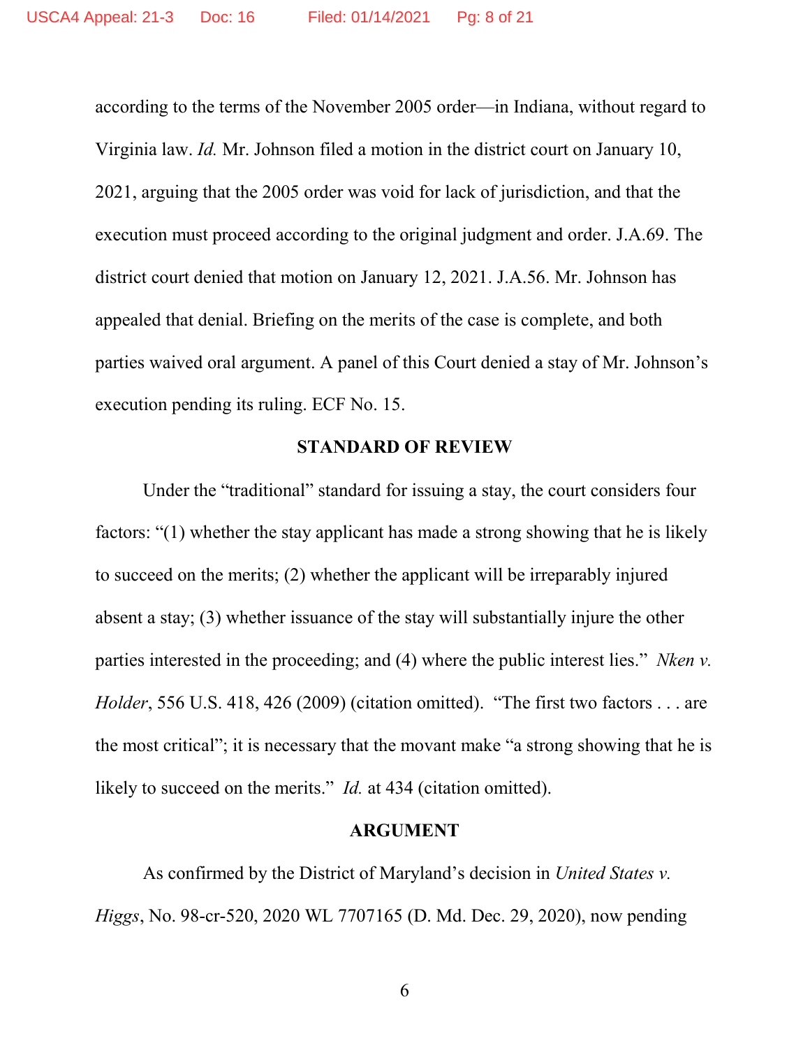according to the terms of the November 2005 order—in Indiana, without regard to Virginia law. *Id.* Mr. Johnson filed a motion in the district court on January 10, 2021, arguing that the 2005 order was void for lack of jurisdiction, and that the execution must proceed according to the original judgment and order. J.A.69. The district court denied that motion on January 12, 2021. J.A.56. Mr. Johnson has appealed that denial. Briefing on the merits of the case is complete, and both parties waived oral argument. A panel of this Court denied a stay of Mr. Johnson's execution pending its ruling. ECF No. 15.

## STANDARD OF REVIEW

Under the "traditional" standard for issuing a stay, the court considers four factors: "(1) whether the stay applicant has made a strong showing that he is likely to succeed on the merits; (2) whether the applicant will be irreparably injured absent a stay; (3) whether issuance of the stay will substantially injure the other parties interested in the proceeding; and (4) where the public interest lies." *Nken v. Holder*, 556 U.S. 418, 426 (2009) (citation omitted). "The first two factors . . . are the most critical"; it is necessary that the movant make "a strong showing that he is likely to succeed on the merits." *Id.* at 434 (citation omitted).

## ARGUMENT

As confirmed by the District of Maryland's decision in *United States v. Higgs*, No. 98-cr-520, 2020 WL 7707165 (D. Md. Dec. 29, 2020), now pending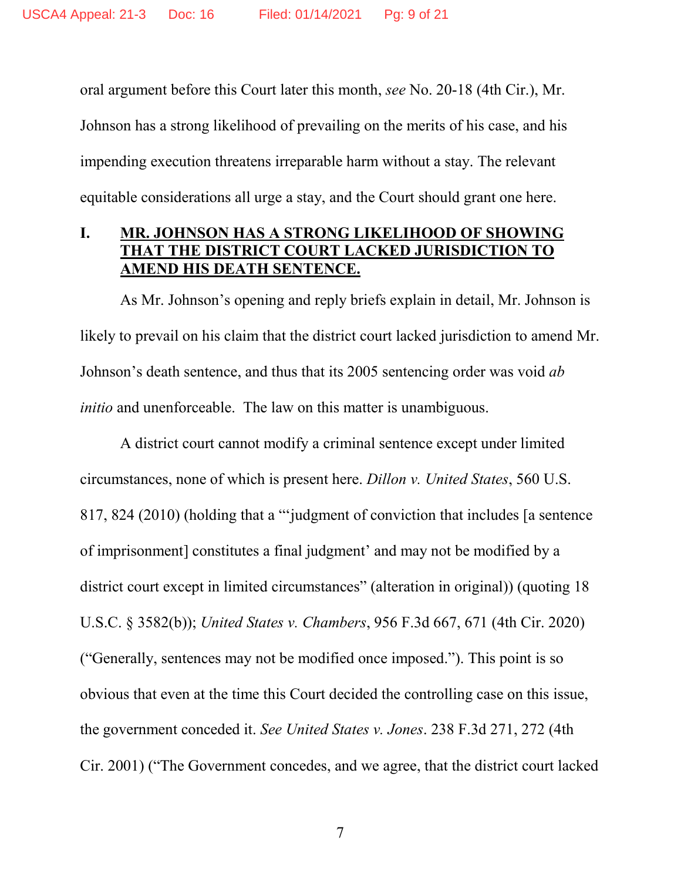oral argument before this Court later this month, *see* No. 20-18 (4th Cir.), Mr. Johnson has a strong likelihood of prevailing on the merits of his case, and his impending execution threatens irreparable harm without a stay. The relevant equitable considerations all urge a stay, and the Court should grant one here.

## I. <u>MR. JOHNSON HAS A STRONG LIKELIHOOD OF SHOWING THAT THE DISTRICT COURT LACKED JURISDICTION TO AMEND HIS DEATH SENTENCE.</u>

As Mr. Johnson's opening and reply briefs explain in detail, Mr. Johnson is likely to prevail on his claim that the district court lacked jurisdiction to amend Mr. Johnson's death sentence, and thus that its 2005 sentencing order was void *ab initio* and unenforceable. The law on this matter is unambiguous.

A district court cannot modify a criminal sentence except under limited circumstances, none of which is present here. *Dillon v. United States*, 560 U.S. 817, 824 (2010) (holding that a "'judgment of conviction that includes [a sentence of imprisonment] constitutes a final judgment' and may not be modified by a district court except in limited circumstances" (alteration in original)) (quoting 18 U.S.C. § 3582(b)); *United States v. Chambers*, 956 F.3d 667, 671 (4th Cir. 2020) ("Generally, sentences may not be modified once imposed."). This point is so obvious that even at the time this Court decided the controlling case on this issue, the government conceded it. *See United States v. Jones*. 238 F.3d 271, 272 (4th Cir. 2001) ("The Government concedes, and we agree, that the district court lacked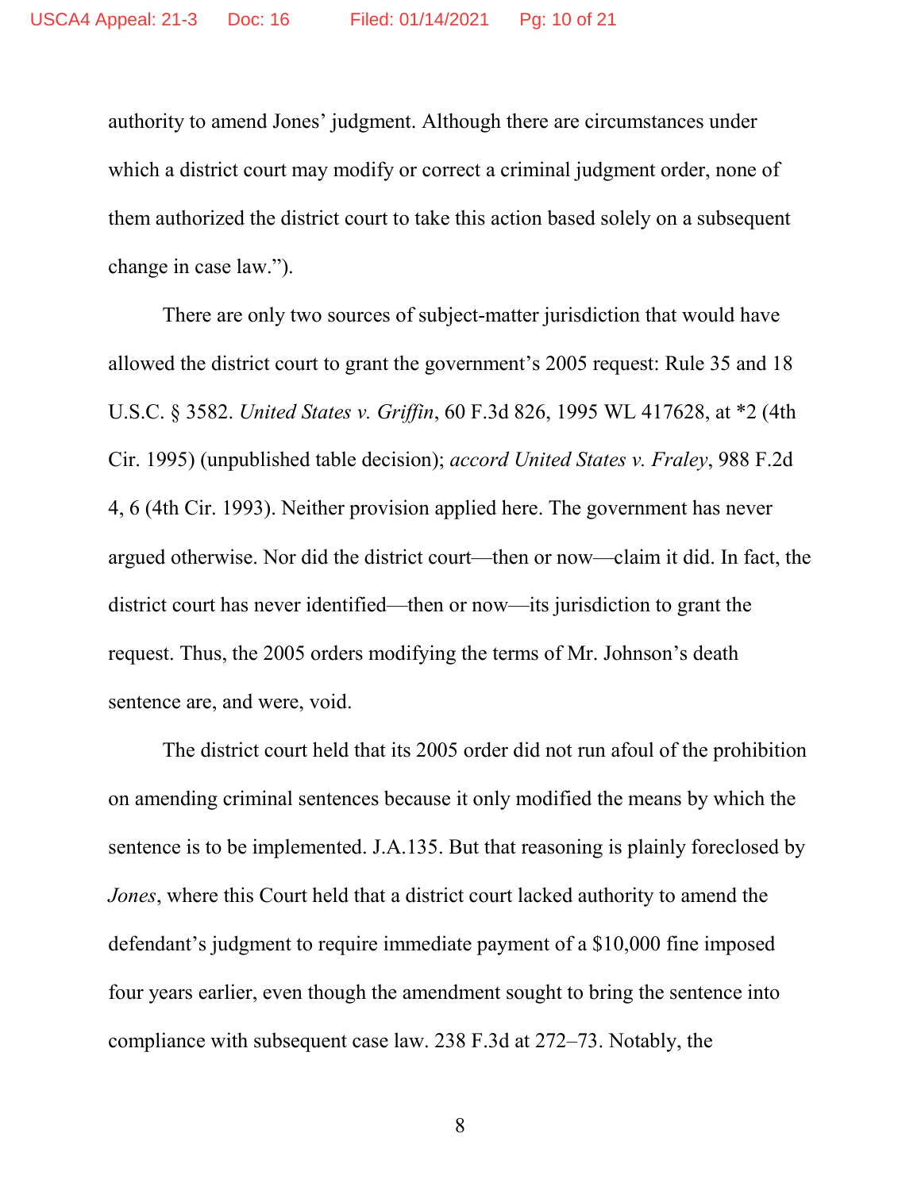authority to amend Jones' judgment. Although there are circumstances under which a district court may modify or correct a criminal judgment order, none of them authorized the district court to take this action based solely on a subsequent change in case law.").

There are only two sources of subject-matter jurisdiction that would have allowed the district court to grant the government's 2005 request: Rule 35 and 18 U.S.C. § 3582. *United States v. Griffin*, 60 F.3d 826, 1995 WL 417628, at *2 (4th Cir. 1995) (unpublished table decision); *accord United States v. Fraley*, 988 F.2d 4, 6 (4th Cir. 1993). Neither provision applied here. The government has never argued otherwise. Nor did the district court—then or now—claim it did. In fact, the district court has never identified—then or now—its jurisdiction to grant the request. Thus, the 2005 orders modifying the terms of Mr. Johnson's death sentence are, and were, void.

The district court held that its 2005 order did not run afoul of the prohibition on amending criminal sentences because it only modified the means by which the sentence is to be implemented. J.A.135. But that reasoning is plainly foreclosed by *Jones*, where this Court held that a district court lacked authority to amend the defendant's judgment to require immediate payment of a $10,000 fine imposed four years earlier, even though the amendment sought to bring the sentence into compliance with subsequent case law. 238 F.3d at 272–73. Notably, the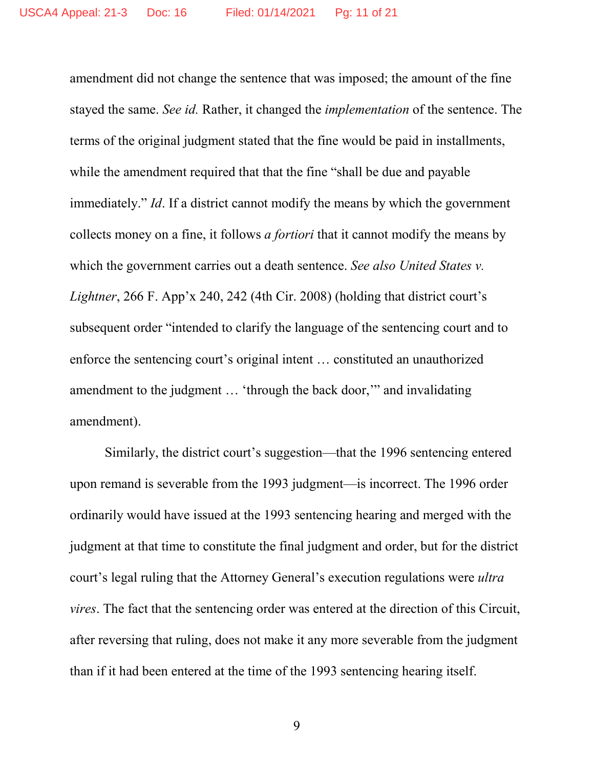amendment did not change the sentence that was imposed; the amount of the fine stayed the same. *See id.* Rather, it changed the *implementation* of the sentence. The terms of the original judgment stated that the fine would be paid in installments, while the amendment required that that the fine "shall be due and payable immediately." *Id*. If a district cannot modify the means by which the government collects money on a fine, it follows *a fortiori* that it cannot modify the means by which the government carries out a death sentence. *See also United States v. Lightner*, 266 F. App'x 240, 242 (4th Cir. 2008) (holding that district court's subsequent order "intended to clarify the language of the sentencing court and to enforce the sentencing court's original intent … constituted an unauthorized amendment to the judgment … 'through the back door,'" and invalidating amendment).

Similarly, the district court's suggestion—that the 1996 sentencing entered upon remand is severable from the 1993 judgment—is incorrect. The 1996 order ordinarily would have issued at the 1993 sentencing hearing and merged with the judgment at that time to constitute the final judgment and order, but for the district court's legal ruling that the Attorney General's execution regulations were *ultra vires*. The fact that the sentencing order was entered at the direction of this Circuit, after reversing that ruling, does not make it any more severable from the judgment than if it had been entered at the time of the 1993 sentencing hearing itself.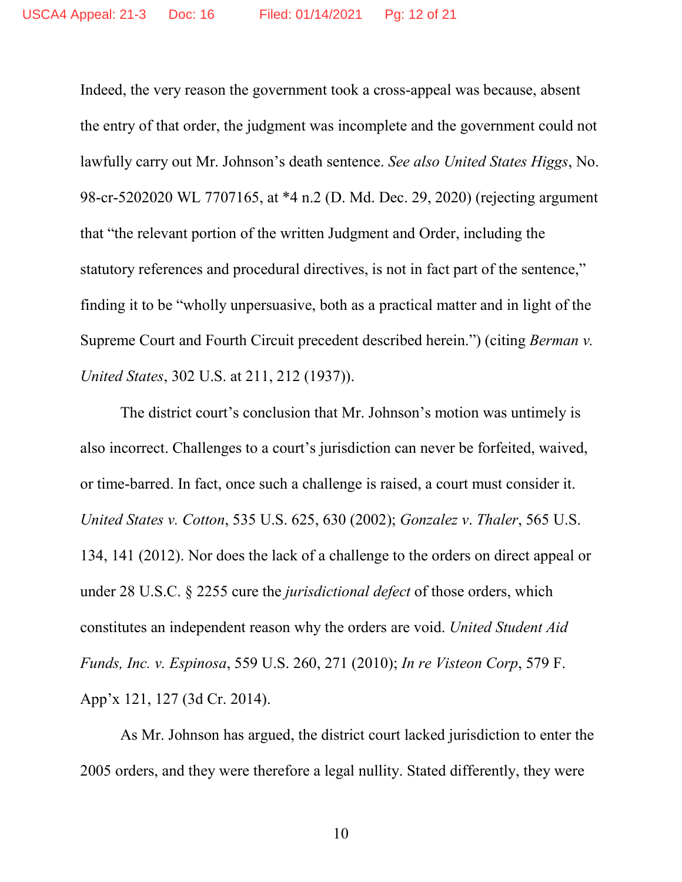Indeed, the very reason the government took a cross-appeal was because, absent the entry of that order, the judgment was incomplete and the government could not lawfully carry out Mr. Johnson's death sentence. *See also United States Higgs*, No. 98-cr-5202020 WL 7707165, at *4 n.2 (D. Md. Dec. 29, 2020) (rejecting argument that "the relevant portion of the written Judgment and Order, including the statutory references and procedural directives, is not in fact part of the sentence," finding it to be "wholly unpersuasive, both as a practical matter and in light of the Supreme Court and Fourth Circuit precedent described herein.") (citing *Berman v. United States*, 302 U.S. at 211, 212 (1937)).

The district court's conclusion that Mr. Johnson's motion was untimely is also incorrect. Challenges to a court's jurisdiction can never be forfeited, waived, or time-barred. In fact, once such a challenge is raised, a court must consider it. *United States v. Cotton*, 535 U.S. 625, 630 (2002); *Gonzalez v. Thaler*, 565 U.S. 134, 141 (2012). Nor does the lack of a challenge to the orders on direct appeal or under 28 U.S.C. § 2255 cure the *jurisdictional defect* of those orders, which constitutes an independent reason why the orders are void. *United Student Aid Funds, Inc. v. Espinosa*, 559 U.S. 260, 271 (2010); *In re Visteon Corp*, 579 F. App'x 121, 127 (3d Cr. 2014).

As Mr. Johnson has argued, the district court lacked jurisdiction to enter the 2005 orders, and they were therefore a legal nullity. Stated differently, they were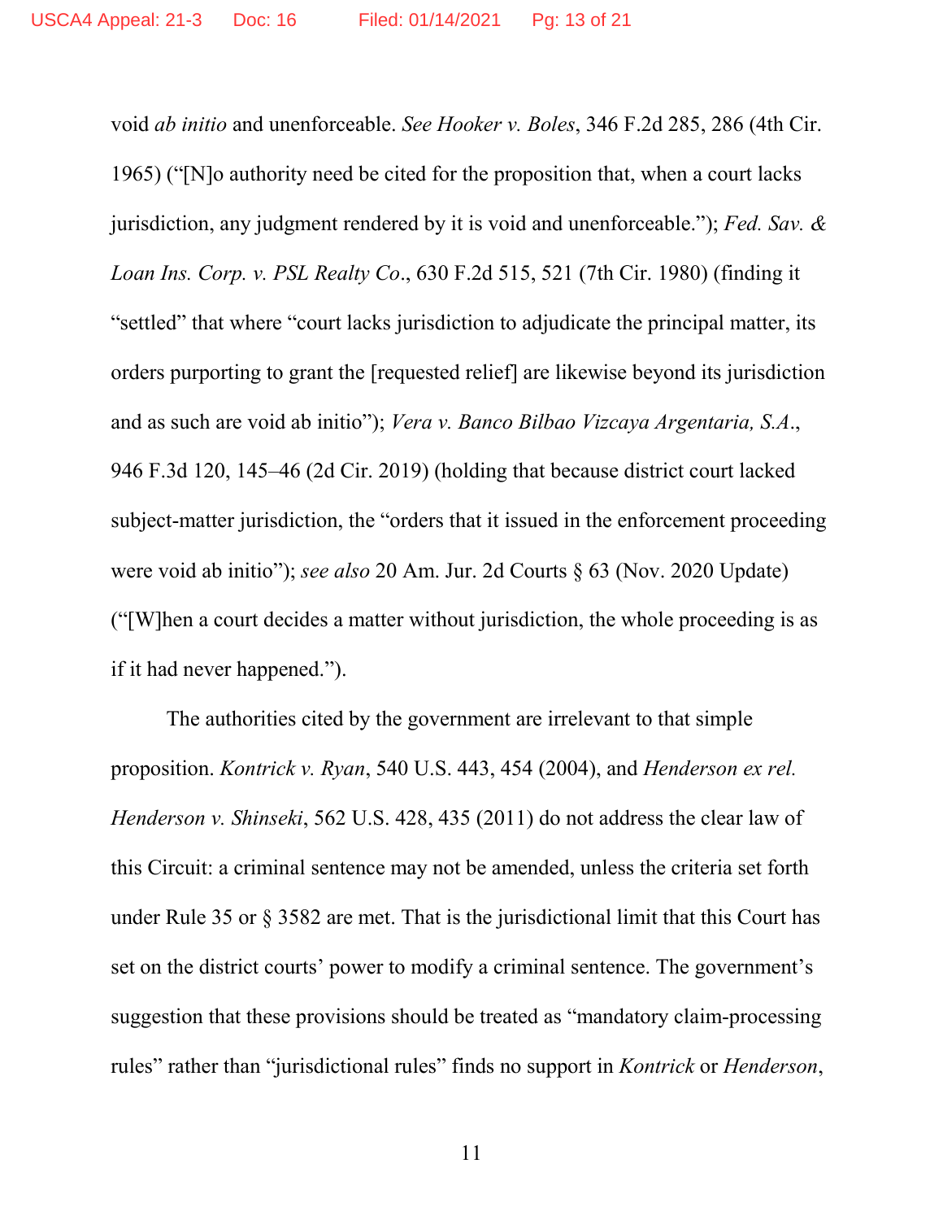void *ab initio* and unenforceable. *See Hooker v. Boles*, 346 F.2d 285, 286 (4th Cir. 1965) ("[N]o authority need be cited for the proposition that, when a court lacks jurisdiction, any judgment rendered by it is void and unenforceable."); *Fed. Sav. & Loan Ins. Corp. v. PSL Realty Co*., 630 F.2d 515, 521 (7th Cir. 1980) (finding it "settled" that where "court lacks jurisdiction to adjudicate the principal matter, its orders purporting to grant the [requested relief] are likewise beyond its jurisdiction and as such are void ab initio"); *Vera v. Banco Bilbao Vizcaya Argentaria, S.A*., 946 F.3d 120, 145–46 (2d Cir. 2019) (holding that because district court lacked subject-matter jurisdiction, the "orders that it issued in the enforcement proceeding were void ab initio"); *see also* 20 Am. Jur. 2d Courts § 63 (Nov. 2020 Update) ("[W]hen a court decides a matter without jurisdiction, the whole proceeding is as if it had never happened.").

The authorities cited by the government are irrelevant to that simple proposition. *Kontrick v. Ryan*, 540 U.S. 443, 454 (2004), and *Henderson ex rel. Henderson v. Shinseki*, 562 U.S. 428, 435 (2011) do not address the clear law of this Circuit: a criminal sentence may not be amended, unless the criteria set forth under Rule 35 or § 3582 are met. That is the jurisdictional limit that this Court has set on the district courts' power to modify a criminal sentence. The government's suggestion that these provisions should be treated as "mandatory claim-processing rules" rather than "jurisdictional rules" finds no support in *Kontrick* or *Henderson*,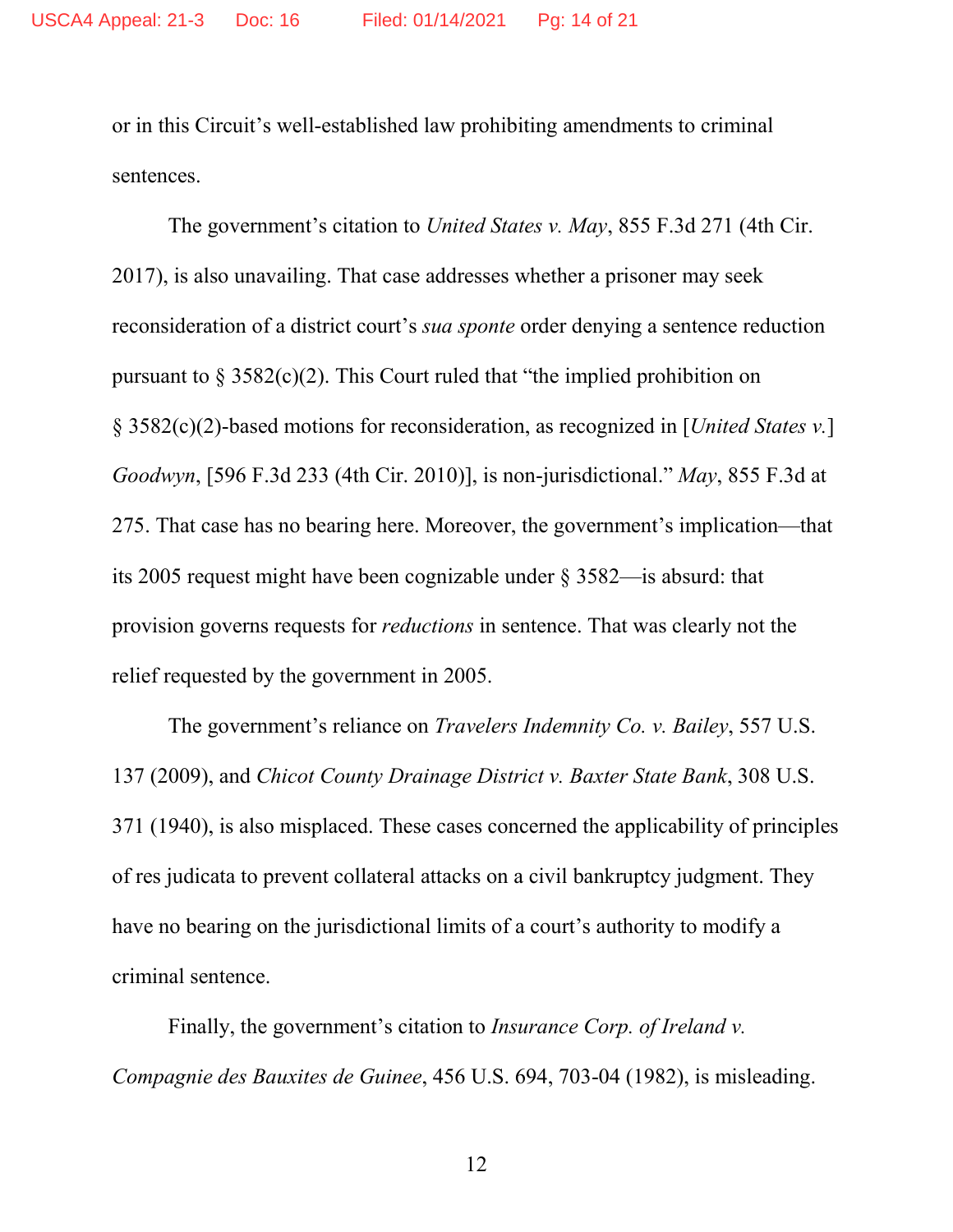or in this Circuit's well-established law prohibiting amendments to criminal sentences.

The government's citation to *United States v. May*, 855 F.3d 271 (4th Cir. 2017), is also unavailing. That case addresses whether a prisoner may seek reconsideration of a district court's *sua sponte* order denying a sentence reduction pursuant to § 3582(c)(2). This Court ruled that "the implied prohibition on § 3582(c)(2)-based motions for reconsideration, as recognized in [*United States v.*] *Goodwyn*, [596 F.3d 233 (4th Cir. 2010)], is non-jurisdictional." *May*, 855 F.3d at 275. That case has no bearing here. Moreover, the government's implication—that its 2005 request might have been cognizable under § 3582—is absurd: that provision governs requests for *reductions* in sentence. That was clearly not the relief requested by the government in 2005.

The government's reliance on *Travelers Indemnity Co. v. Bailey*, 557 U.S. 137 (2009), and *Chicot County Drainage District v. Baxter State Bank*, 308 U.S. 371 (1940), is also misplaced. These cases concerned the applicability of principles of res judicata to prevent collateral attacks on a civil bankruptcy judgment. They have no bearing on the jurisdictional limits of a court's authority to modify a criminal sentence.

Finally, the government's citation to *Insurance Corp. of Ireland v. Compagnie des Bauxites de Guinee*, 456 U.S. 694, 703-04 (1982), is misleading.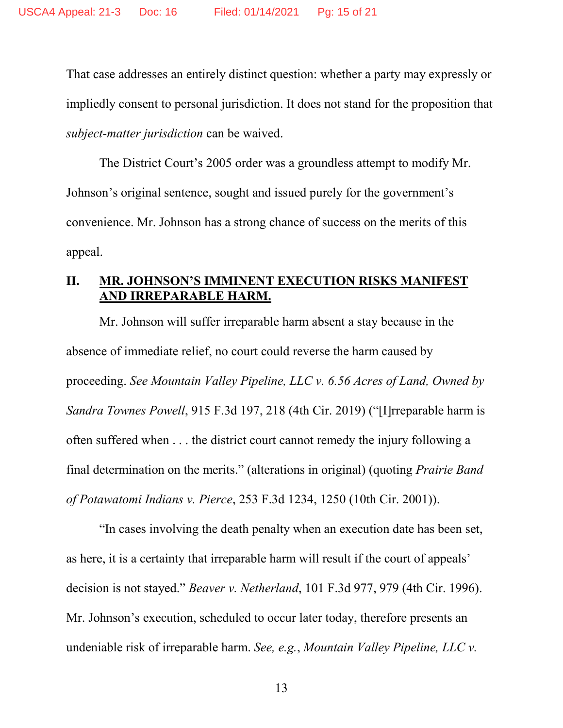That case addresses an entirely distinct question: whether a party may expressly or impliedly consent to personal jurisdiction. It does not stand for the proposition that *subject-matter jurisdiction* can be waived.

The District Court's 2005 order was a groundless attempt to modify Mr. Johnson's original sentence, sought and issued purely for the government's convenience. Mr. Johnson has a strong chance of success on the merits of this appeal.

## II. MR. JOHNSON'S IMMINENT EXECUTION RISKS MANIFEST AND IRREPARABLE HARM.

Mr. Johnson will suffer irreparable harm absent a stay because in the absence of immediate relief, no court could reverse the harm caused by proceeding. *See Mountain Valley Pipeline, LLC v. 6.56 Acres of Land, Owned by Sandra Townes Powell*, 915 F.3d 197, 218 (4th Cir. 2019) ("[I]rreparable harm is often suffered when . . . the district court cannot remedy the injury following a final determination on the merits." (alterations in original) (quoting *Prairie Band of Potawatomi Indians v. Pierce*, 253 F.3d 1234, 1250 (10th Cir. 2001)).

"In cases involving the death penalty when an execution date has been set, as here, it is a certainty that irreparable harm will result if the court of appeals' decision is not stayed." *Beaver v. Netherland*, 101 F.3d 977, 979 (4th Cir. 1996). Mr. Johnson's execution, scheduled to occur later today, therefore presents an undeniable risk of irreparable harm. *See, e.g.*, *Mountain Valley Pipeline, LLC v.*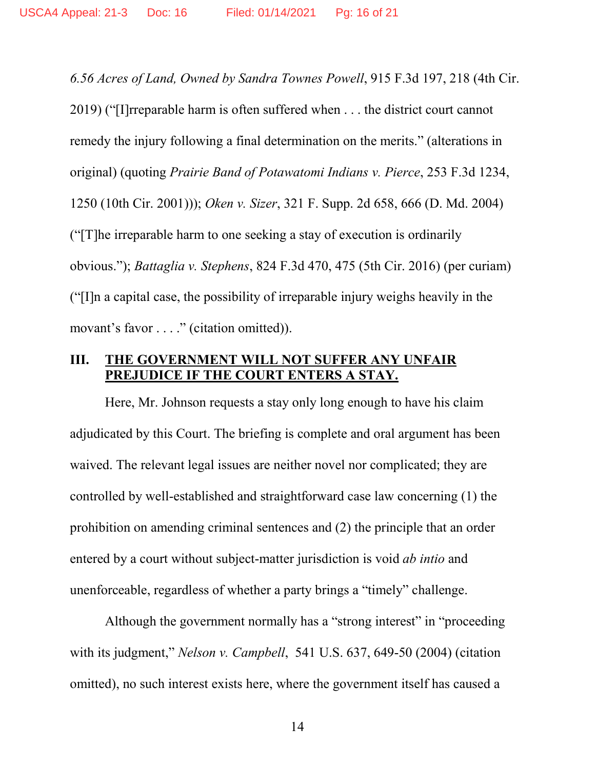*6.56 Acres of Land, Owned by Sandra Townes Powell*, 915 F.3d 197, 218 (4th Cir. 2019) ("[I]rreparable harm is often suffered when . . . the district court cannot remedy the injury following a final determination on the merits." (alterations in original) (quoting *Prairie Band of Potawatomi Indians v. Pierce*, 253 F.3d 1234, 1250 (10th Cir. 2001))); *Oken v. Sizer*, 321 F. Supp. 2d 658, 666 (D. Md. 2004) ("[T]he irreparable harm to one seeking a stay of execution is ordinarily obvious."); *Battaglia v. Stephens*, 824 F.3d 470, 475 (5th Cir. 2016) (per curiam) ("[I]n a capital case, the possibility of irreparable injury weighs heavily in the movant's favor . . . ." (citation omitted)).

## III. THE GOVERNMENT WILL NOT SUFFER ANY UNFAIR PREJUDICE IF THE COURT ENTERS A STAY.

Here, Mr. Johnson requests a stay only long enough to have his claim adjudicated by this Court. The briefing is complete and oral argument has been waived. The relevant legal issues are neither novel nor complicated; they are controlled by well-established and straightforward case law concerning (1) the prohibition on amending criminal sentences and (2) the principle that an order entered by a court without subject-matter jurisdiction is void *ab intio* and unenforceable, regardless of whether a party brings a "timely" challenge.

Although the government normally has a "strong interest" in "proceeding with its judgment," *Nelson v. Campbell*, 541 U.S. 637, 649-50 (2004) (citation omitted), no such interest exists here, where the government itself has caused a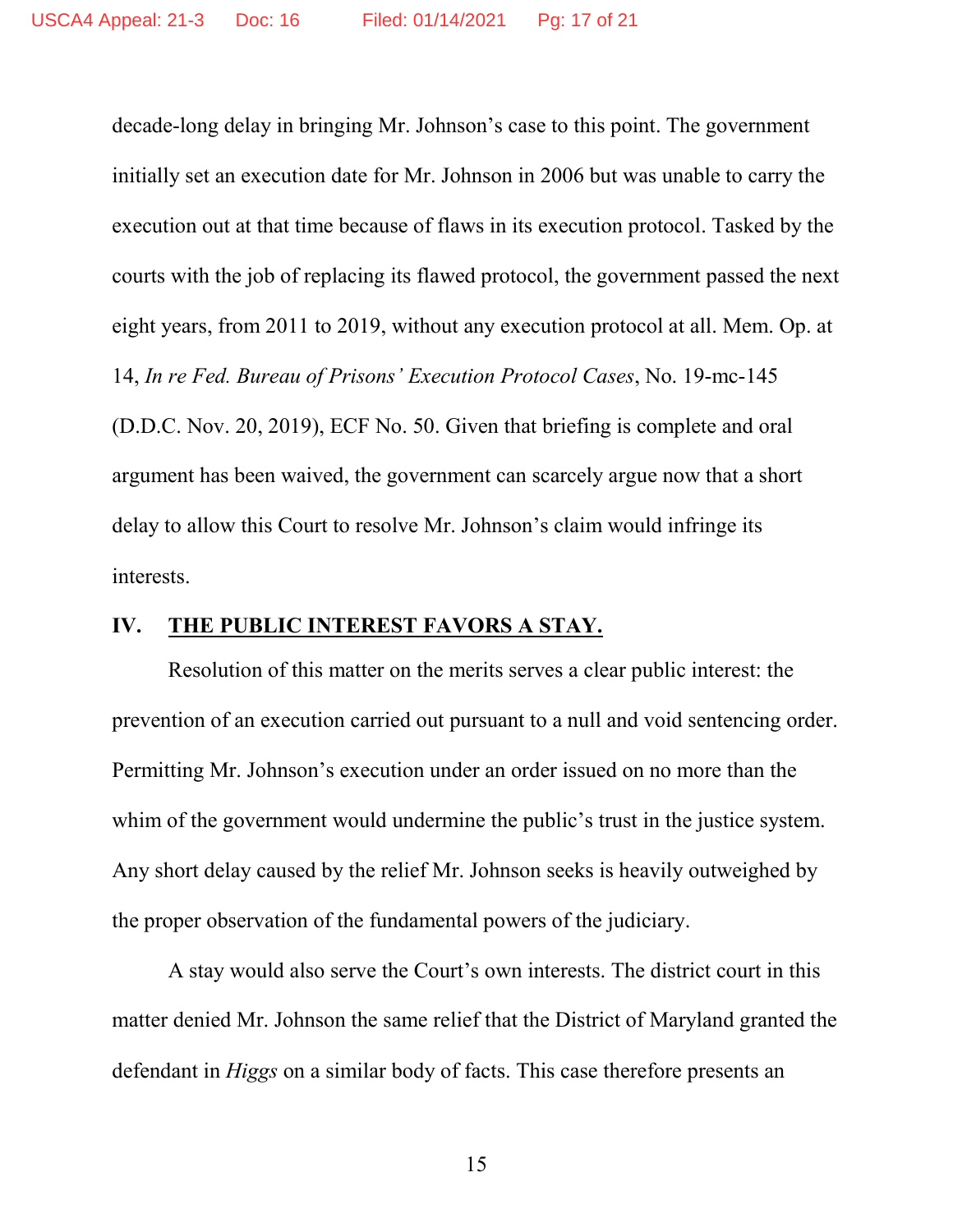decade-long delay in bringing Mr. Johnson's case to this point. The government initially set an execution date for Mr. Johnson in 2006 but was unable to carry the execution out at that time because of flaws in its execution protocol. Tasked by the courts with the job of replacing its flawed protocol, the government passed the next eight years, from 2011 to 2019, without any execution protocol at all. Mem. Op. at 14, *In re Fed. Bureau of Prisons' Execution Protocol Cases*, No. 19-mc-145 (D.D.C. Nov. 20, 2019), ECF No. 50. Given that briefing is complete and oral argument has been waived, the government can scarcely argue now that a short delay to allow this Court to resolve Mr. Johnson's claim would infringe its interests.

## IV. THE PUBLIC INTEREST FAVORS A STAY.

Resolution of this matter on the merits serves a clear public interest: the prevention of an execution carried out pursuant to a null and void sentencing order. Permitting Mr. Johnson's execution under an order issued on no more than the whim of the government would undermine the public's trust in the justice system. Any short delay caused by the relief Mr. Johnson seeks is heavily outweighed by the proper observation of the fundamental powers of the judiciary.

A stay would also serve the Court's own interests. The district court in this matter denied Mr. Johnson the same relief that the District of Maryland granted the defendant in *Higgs* on a similar body of facts. This case therefore presents an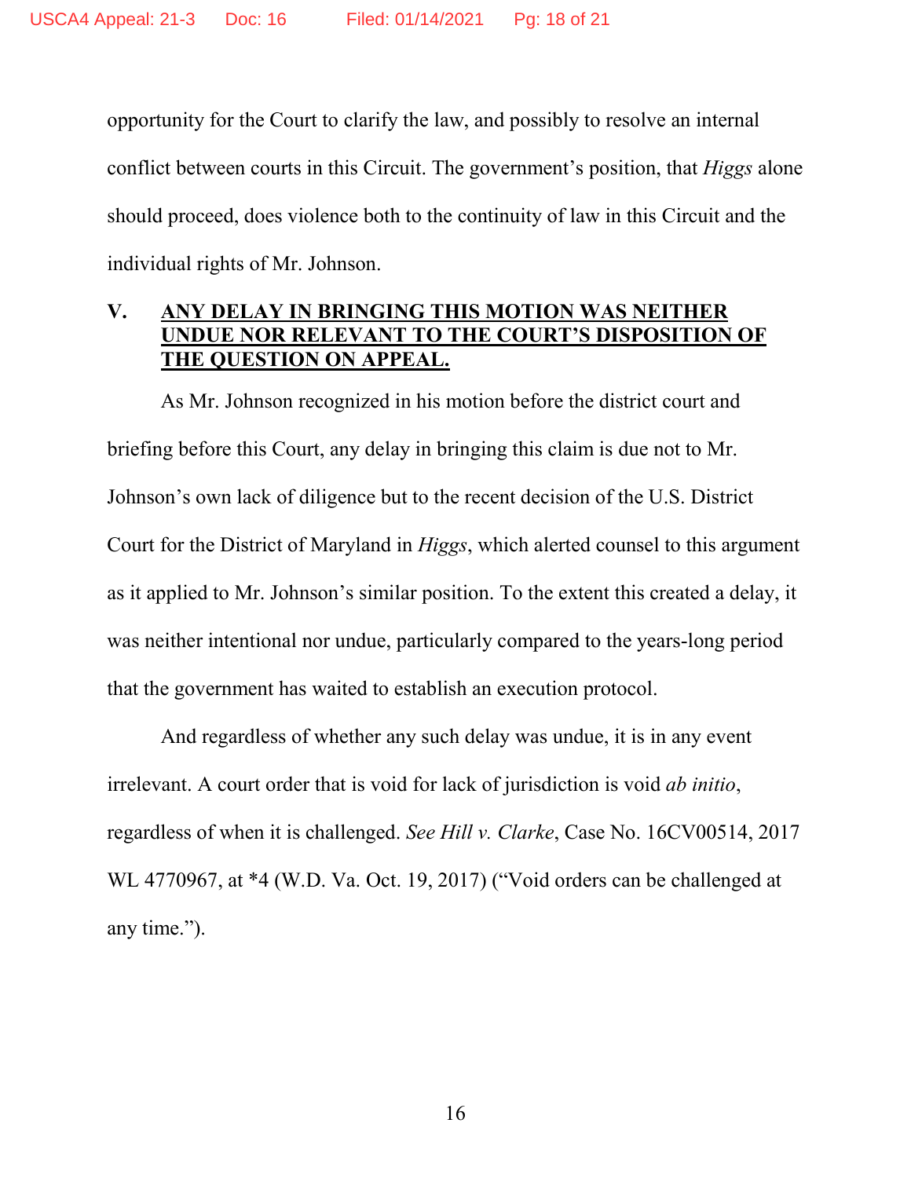opportunity for the Court to clarify the law, and possibly to resolve an internal conflict between courts in this Circuit. The government's position, that *Higgs* alone should proceed, does violence both to the continuity of law in this Circuit and the individual rights of Mr. Johnson.

## V. ANY DELAY IN BRINGING THIS MOTION WAS NEITHER UNDUE NOR RELEVANT TO THE COURT'S DISPOSITION OF THE QUESTION ON APPEAL.

As Mr. Johnson recognized in his motion before the district court and briefing before this Court, any delay in bringing this claim is due not to Mr. Johnson's own lack of diligence but to the recent decision of the U.S. District Court for the District of Maryland in *Higgs*, which alerted counsel to this argument as it applied to Mr. Johnson's similar position. To the extent this created a delay, it was neither intentional nor undue, particularly compared to the years-long period that the government has waited to establish an execution protocol.

And regardless of whether any such delay was undue, it is in any event irrelevant. A court order that is void for lack of jurisdiction is void *ab initio*, regardless of when it is challenged. *See Hill v. Clarke*, Case No. 16CV00514, 2017 WL 4770967, at *4 (W.D. Va. Oct. 19, 2017) ("Void orders can be challenged at any time.").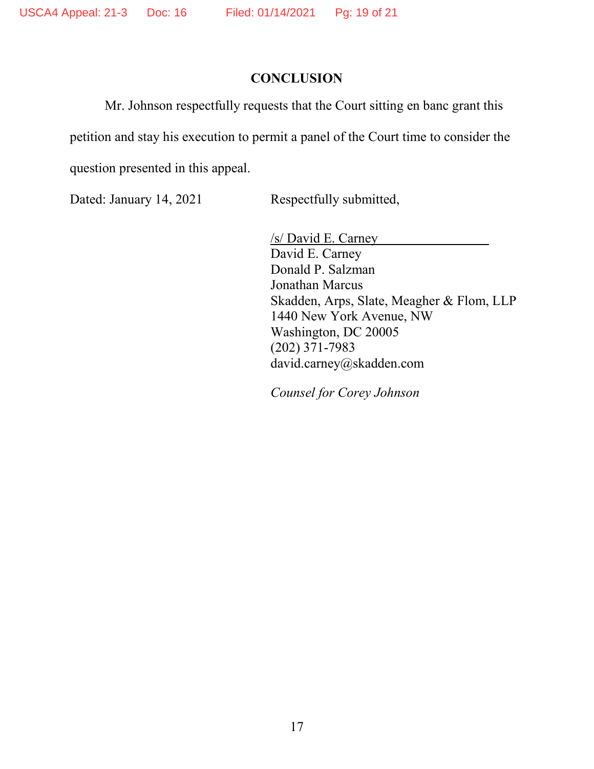## CONCLUSION

Mr. Johnson respectfully requests that the Court sitting en banc grant this petition and stay his execution to permit a panel of the Court time to consider the question presented in this appeal.

Dated: January 14, 2021

Respectfully submitted,

/s/ David E. Carney
David E. Carney
Donald P. Salzman
Jonathan Marcus
Skadden, Arps, Slate, Meagher & Flom, LLP
1440 New York Avenue, NW
Washington, DC 20005
(202) 371-7983
david.carney@skadden.com

*Counsel for Corey Johnson*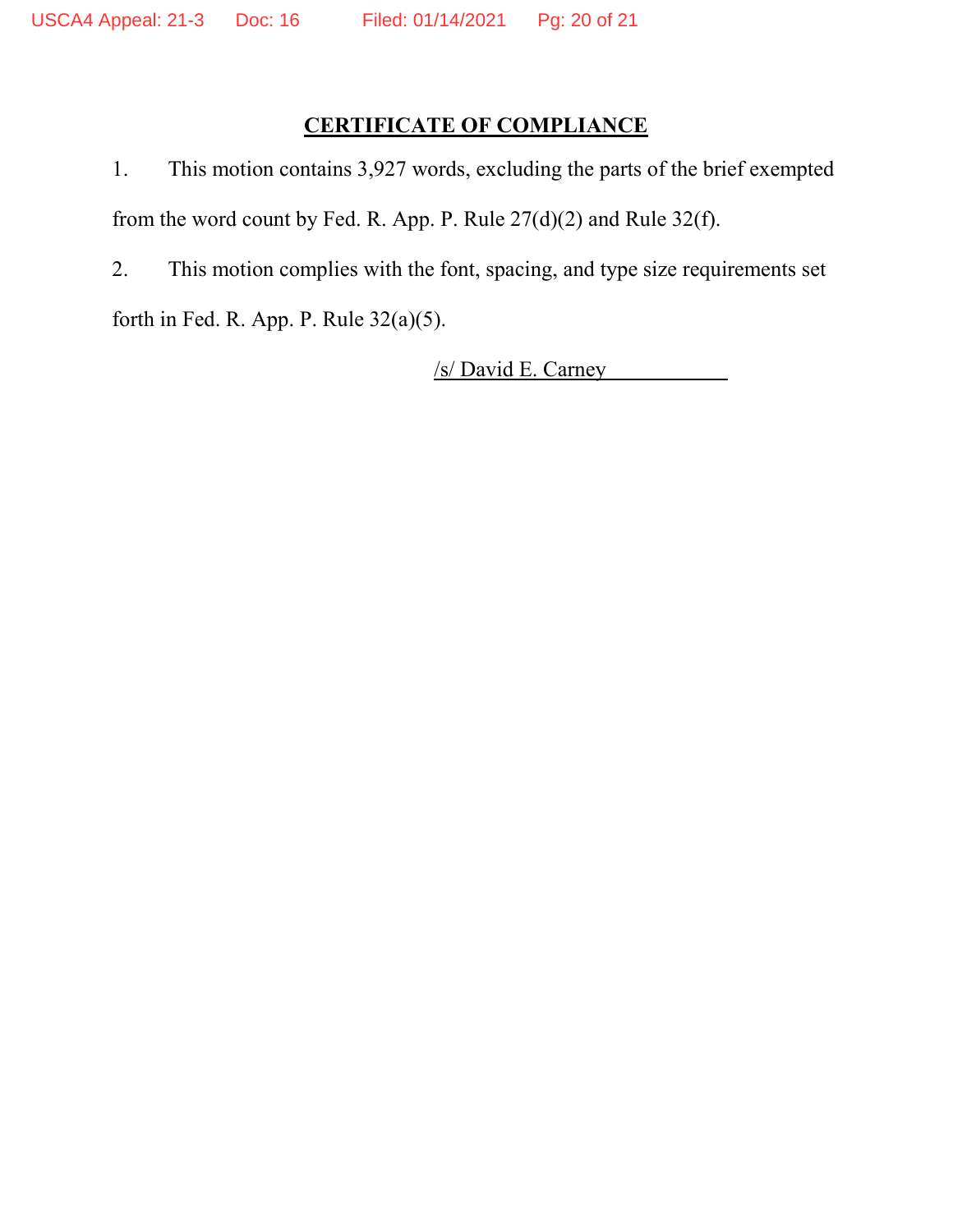## CERTIFICATE OF COMPLIANCE

1. This motion contains 3,927 words, excluding the parts of the brief exempted from the word count by Fed. R. App. P. Rule 27(d)(2) and Rule 32(f).

2. This motion complies with the font, spacing, and type size requirements set forth in Fed. R. App. P. Rule 32(a)(5).

/s/ David E. Carney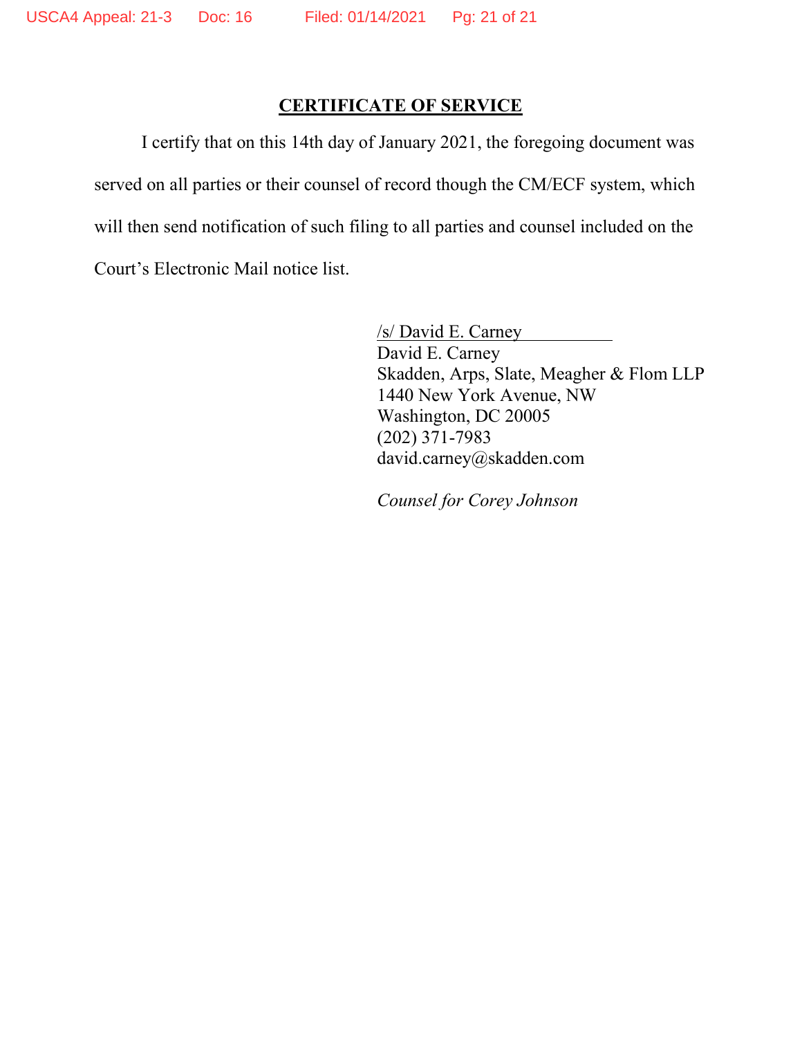## CERTIFICATE OF SERVICE

I certify that on this 14th day of January 2021, the foregoing document was served on all parties or their counsel of record though the CM/ECF system, which will then send notification of such filing to all parties and counsel included on the Court's Electronic Mail notice list.

/s/ David E. Carney
David E. Carney
Skadden, Arps, Slate, Meagher & Flom LLP
1440 New York Avenue, NW
Washington, DC 20005
(202) 371-7983
david.carney@skadden.com

*Counsel for Corey Johnson*